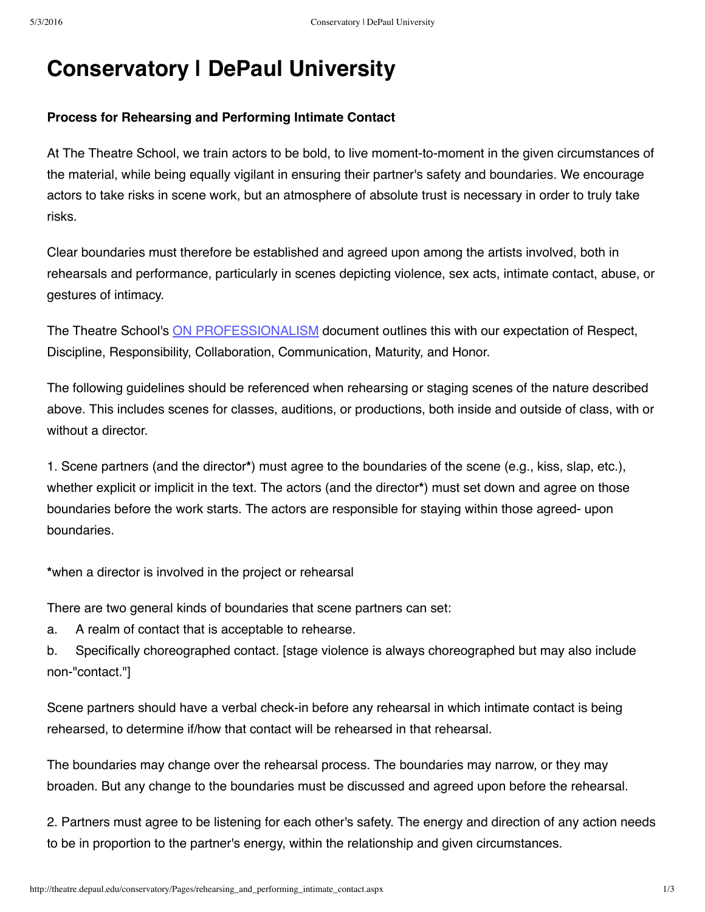# Conservatory | DePaul University

**Process for Rehearsing and Performing Intimate Contact**

At The Theatre School, we train actors to be bold, to live moment-to-moment in the given circumstances of the material, while being equally vigilant in ensuring their partner's safety and boundaries. We encourage actors to take risks in scene work, but an atmosphere of absolute trust is necessary in order to truly take risks.

Clear boundaries must therefore be established and agreed upon among the artists involved, both in rehearsals and performance, particularly in scenes depicting violence, sex acts, intimate contact, abuse, or gestures of intimacy.

The Theatre School's ON PROFESSIONALISM document outlines this with our expectation of Respect, Discipline, Responsibility, Collaboration, Communication, Maturity, and Honor.

The following guidelines should be referenced when rehearsing or staging scenes of the nature described above. This includes scenes for classes, auditions, or productions, both inside and outside of class, with or without a director.

1. Scene partners (and the director**\***) must agree to the boundaries of the scene (e.g., kiss, slap, etc.), whether explicit or implicit in the text. The actors (and the director**\***) must set down and agree on those boundaries before the work starts. The actors are responsible for staying within those agreed- upon boundaries.

**\***when a director is involved in the project or rehearsal

There are two general kinds of boundaries that scene partners can set:

a. A realm of contact that is acceptable to rehearse.

b. Specifically choreographed contact. [stage violence is always choreographed but may also include non-"contact."]

Scene partners should have a verbal check-in before any rehearsal in which intimate contact is being rehearsed, to determine if/how that contact will be rehearsed in that rehearsal.

The boundaries may change over the rehearsal process. The boundaries may narrow, or they may broaden. But any change to the boundaries must be discussed and agreed upon before the rehearsal.

2. Partners must agree to be listening for each other's safety. The energy and direction of any action needs to be in proportion to the partner's energy, within the relationship and given circumstances.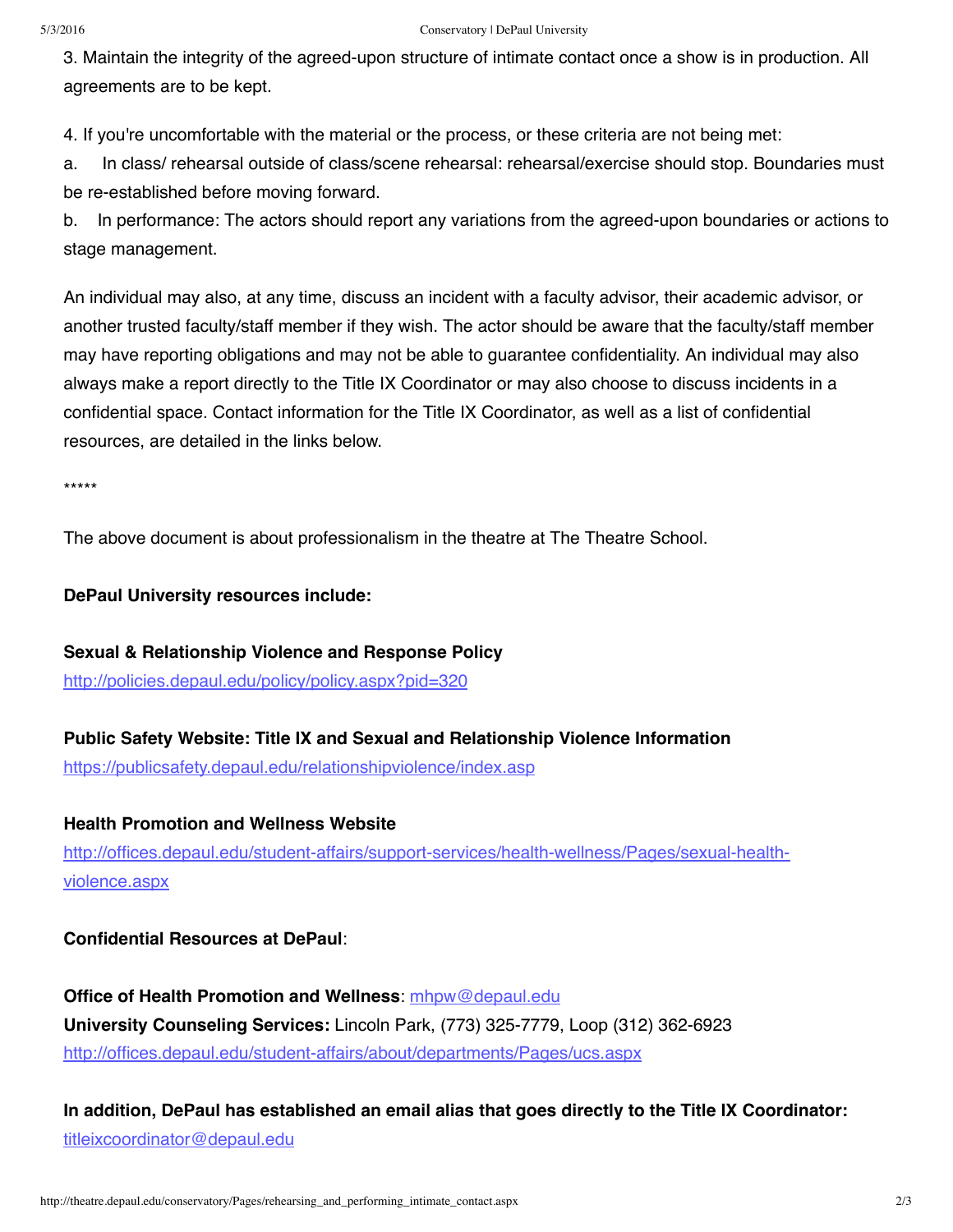3. Maintain the integrity of the agreed-upon structure of intimate contact once a show is in production. All agreements are to be kept.

4. If you're uncomfortable with the material or the process, or these criteria are not being met:

a. In class/ rehearsal outside of class/scene rehearsal: rehearsal/exercise should stop. Boundaries must be re-established before moving forward.

b. In performance: The actors should report any variations from the agreed-upon boundaries or actions to stage management.

An individual may also, at any time, discuss an incident with a faculty advisor, their academic advisor, or another trusted faculty/staff member if they wish. The actor should be aware that the faculty/staff member may have reporting obligations and may not be able to guarantee confidentiality. An individual may also always make a report directly to the Title IX Coordinator or may also choose to discuss incidents in a confidential space. Contact information for the Title IX Coordinator, as well as a list of confidential resources, are detailed in the links below.

*****

The above document is about professionalism in the theatre at The Theatre School.

**DePaul University resources include:**

**Sexual & Relationship Violence and Response Policy**
[http://policies.depaul.edu/policy/policy.aspx?pid=320](http://policies.depaul.edu/policy/policy.aspx?pid=320)

**Public Safety Website: Title IX and Sexual and Relationship Violence Information**
[https://publicsafety.depaul.edu/relationshipviolence/index.asp](https://publicsafety.depaul.edu/relationshipviolence/index.asp)

**Health Promotion and Wellness Website**
[http://offices.depaul.edu/student-affairs/support-services/health-wellness/Pages/sexual-health-violence.aspx](http://offices.depaul.edu/student-affairs/support-services/health-wellness/Pages/sexual-health-violence.aspx)

**Confidential Resources at DePaul**:

**Office of Health Promotion and Wellness**: [mhpw@depaul.edu](mailto:mhpw@depaul.edu)
**University Counseling Services:** Lincoln Park, (773) 325-7779, Loop (312) 362-6923
[http://offices.depaul.edu/student-affairs/about/departments/Pages/ucs.aspx](http://offices.depaul.edu/student-affairs/about/departments/Pages/ucs.aspx)

**In addition, DePaul has established an email alias that goes directly to the Title IX Coordinator:**
[titleixcoordinator@depaul.edu](mailto:titleixcoordinator@depaul.edu)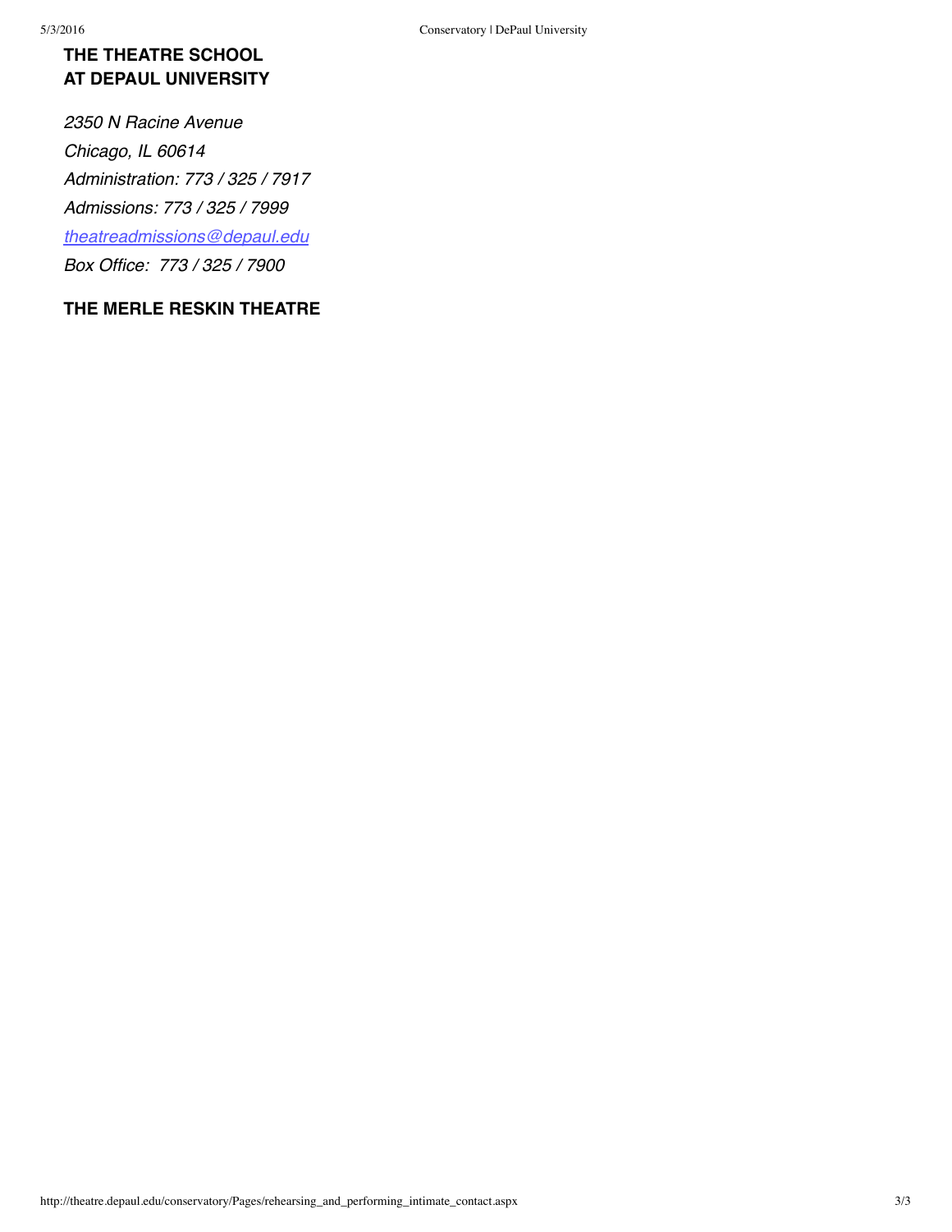**THE THEATRE SCHOOL**
**AT DEPAUL UNIVERSITY**

*2350 N Racine Avenue*

*Chicago, IL 60614*

*Administration: 773 / 325 / 7917*

*Admissions: 773 / 325 / 7999*

*theatreadmissions@depaul.edu*

*Box Office:  773 / 325 / 7900*

**THE MERLE RESKIN THEATRE**